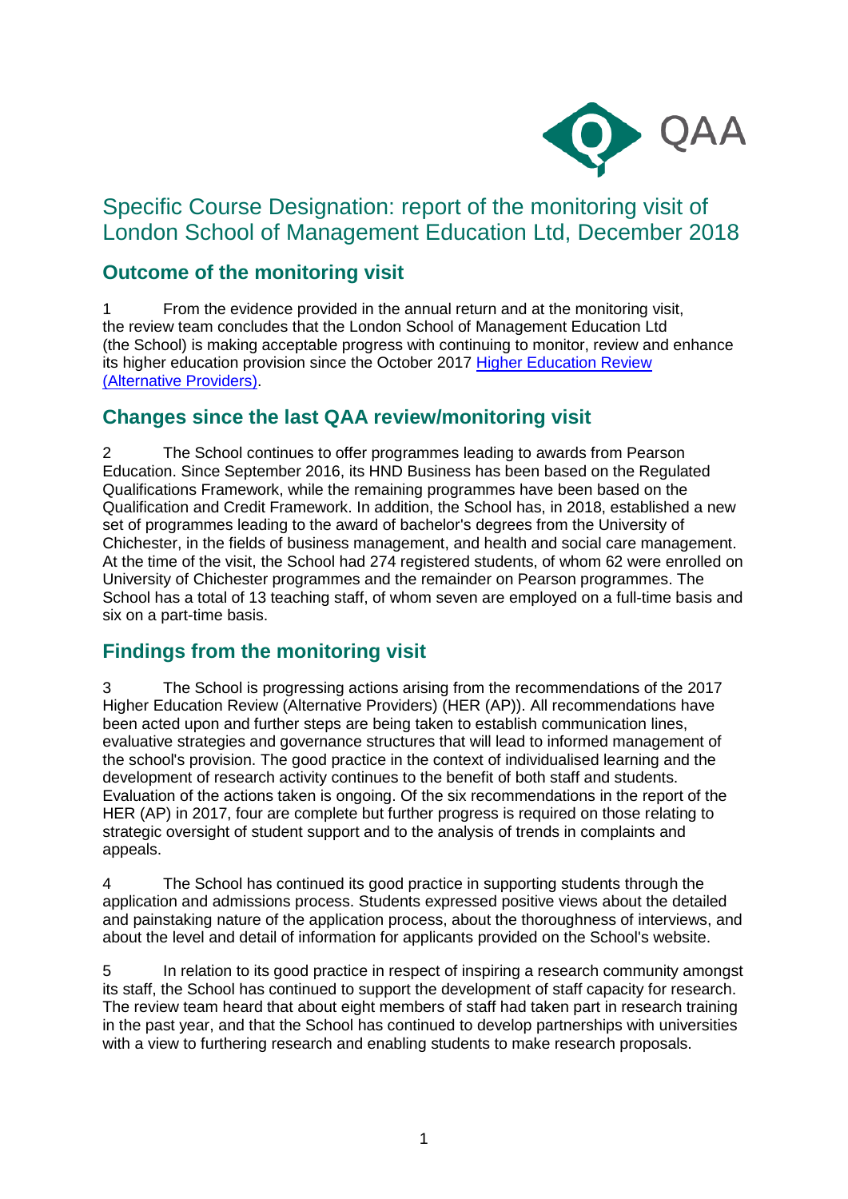# Specific Course Designation: report of the monitoring visit of London School of Management Education Ltd, December 2018

## Outcome of the monitoring visit

1 From the evidence provided in the annual return and at the monitoring visit, the review team concludes that the London School of Management Education Ltd (the School) is making acceptable progress with continuing to monitor, review and enhance its higher education provision since the October 2017 [Higher Education Review (Alternative Providers)](#).

## Changes since the last QAA review/monitoring visit

2 The School continues to offer programmes leading to awards from Pearson Education. Since September 2016, its HND Business has been based on the Regulated Qualifications Framework, while the remaining programmes have been based on the Qualification and Credit Framework. In addition, the School has, in 2018, established a new set of programmes leading to the award of bachelor's degrees from the University of Chichester, in the fields of business management, and health and social care management. At the time of the visit, the School had 274 registered students, of whom 62 were enrolled on University of Chichester programmes and the remainder on Pearson programmes. The School has a total of 13 teaching staff, of whom seven are employed on a full-time basis and six on a part-time basis.

## Findings from the monitoring visit

3 The School is progressing actions arising from the recommendations of the 2017 Higher Education Review (Alternative Providers) (HER (AP)). All recommendations have been acted upon and further steps are being taken to establish communication lines, evaluative strategies and governance structures that will lead to informed management of the school's provision. The good practice in the context of individualised learning and the development of research activity continues to the benefit of both staff and students. Evaluation of the actions taken is ongoing. Of the six recommendations in the report of the HER (AP) in 2017, four are complete but further progress is required on those relating to strategic oversight of student support and to the analysis of trends in complaints and appeals.

4 The School has continued its good practice in supporting students through the application and admissions process. Students expressed positive views about the detailed and painstaking nature of the application process, about the thoroughness of interviews, and about the level and detail of information for applicants provided on the School's website.

5 In relation to its good practice in respect of inspiring a research community amongst its staff, the School has continued to support the development of staff capacity for research. The review team heard that about eight members of staff had taken part in research training in the past year, and that the School has continued to develop partnerships with universities with a view to furthering research and enabling students to make research proposals.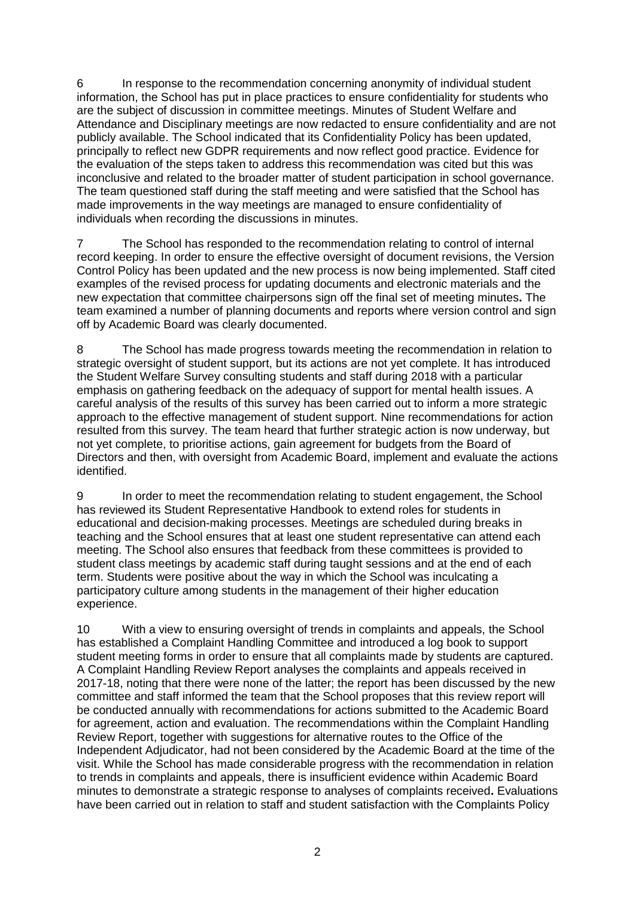6 In response to the recommendation concerning anonymity of individual student information, the School has put in place practices to ensure confidentiality for students who are the subject of discussion in committee meetings. Minutes of Student Welfare and Attendance and Disciplinary meetings are now redacted to ensure confidentiality and are not publicly available. The School indicated that its Confidentiality Policy has been updated, principally to reflect new GDPR requirements and now reflect good practice. Evidence for the evaluation of the steps taken to address this recommendation was cited but this was inconclusive and related to the broader matter of student participation in school governance. The team questioned staff during the staff meeting and were satisfied that the School has made improvements in the way meetings are managed to ensure confidentiality of individuals when recording the discussions in minutes.

7 The School has responded to the recommendation relating to control of internal record keeping. In order to ensure the effective oversight of document revisions, the Version Control Policy has been updated and the new process is now being implemented. Staff cited examples of the revised process for updating documents and electronic materials and the new expectation that committee chairpersons sign off the final set of meeting minutes**.** The team examined a number of planning documents and reports where version control and sign off by Academic Board was clearly documented.

8 The School has made progress towards meeting the recommendation in relation to strategic oversight of student support, but its actions are not yet complete. It has introduced the Student Welfare Survey consulting students and staff during 2018 with a particular emphasis on gathering feedback on the adequacy of support for mental health issues. A careful analysis of the results of this survey has been carried out to inform a more strategic approach to the effective management of student support. Nine recommendations for action resulted from this survey. The team heard that further strategic action is now underway, but not yet complete, to prioritise actions, gain agreement for budgets from the Board of Directors and then, with oversight from Academic Board, implement and evaluate the actions identified.

9 In order to meet the recommendation relating to student engagement, the School has reviewed its Student Representative Handbook to extend roles for students in educational and decision-making processes. Meetings are scheduled during breaks in teaching and the School ensures that at least one student representative can attend each meeting. The School also ensures that feedback from these committees is provided to student class meetings by academic staff during taught sessions and at the end of each term. Students were positive about the way in which the School was inculcating a participatory culture among students in the management of their higher education experience.

10 With a view to ensuring oversight of trends in complaints and appeals, the School has established a Complaint Handling Committee and introduced a log book to support student meeting forms in order to ensure that all complaints made by students are captured. A Complaint Handling Review Report analyses the complaints and appeals received in 2017-18, noting that there were none of the latter; the report has been discussed by the new committee and staff informed the team that the School proposes that this review report will be conducted annually with recommendations for actions submitted to the Academic Board for agreement, action and evaluation. The recommendations within the Complaint Handling Review Report, together with suggestions for alternative routes to the Office of the Independent Adjudicator, had not been considered by the Academic Board at the time of the visit. While the School has made considerable progress with the recommendation in relation to trends in complaints and appeals, there is insufficient evidence within Academic Board minutes to demonstrate a strategic response to analyses of complaints received**.** Evaluations have been carried out in relation to staff and student satisfaction with the Complaints Policy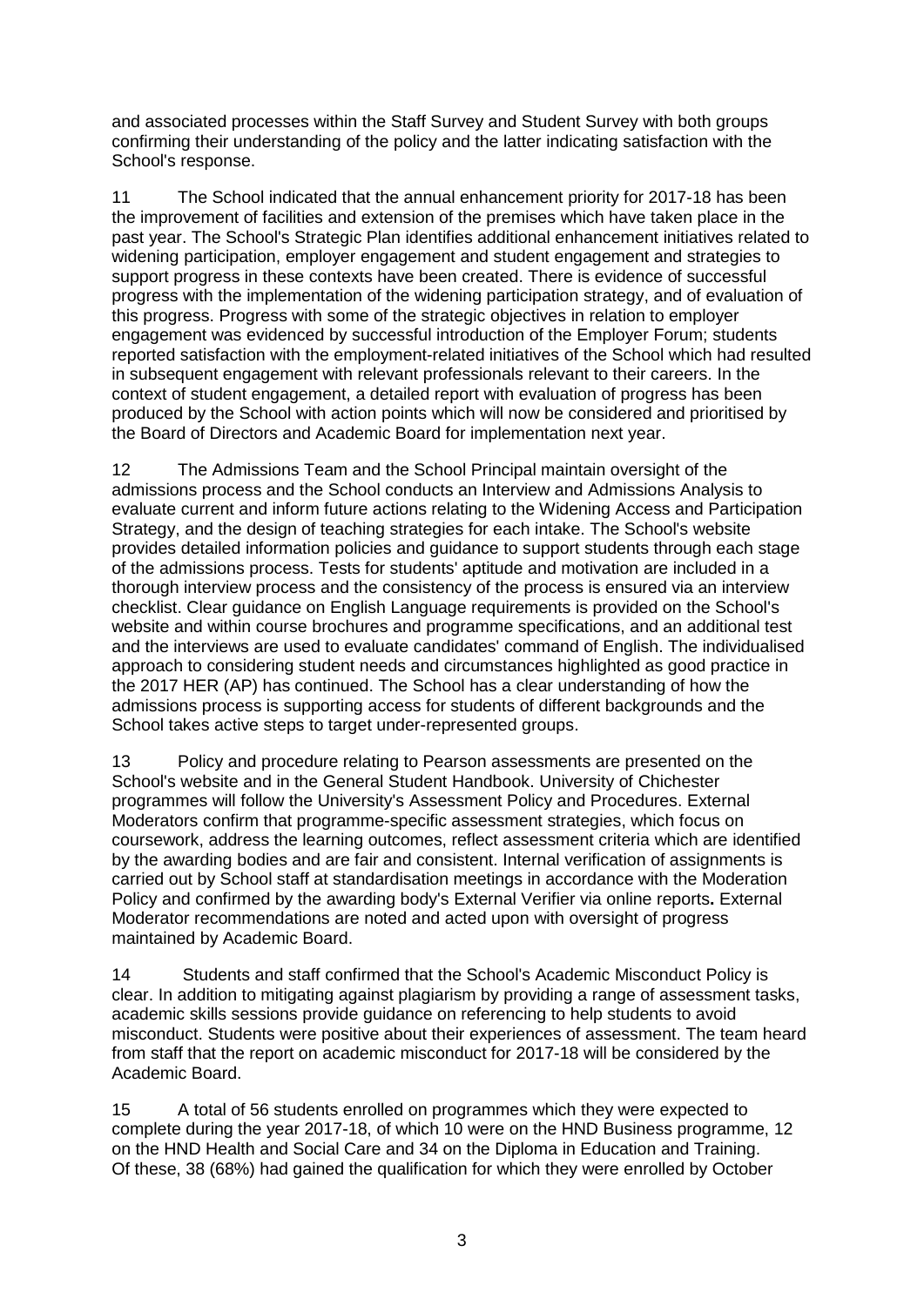and associated processes within the Staff Survey and Student Survey with both groups confirming their understanding of the policy and the latter indicating satisfaction with the School's response.

11 The School indicated that the annual enhancement priority for 2017-18 has been the improvement of facilities and extension of the premises which have taken place in the past year. The School's Strategic Plan identifies additional enhancement initiatives related to widening participation, employer engagement and student engagement and strategies to support progress in these contexts have been created. There is evidence of successful progress with the implementation of the widening participation strategy, and of evaluation of this progress. Progress with some of the strategic objectives in relation to employer engagement was evidenced by successful introduction of the Employer Forum; students reported satisfaction with the employment-related initiatives of the School which had resulted in subsequent engagement with relevant professionals relevant to their careers. In the context of student engagement, a detailed report with evaluation of progress has been produced by the School with action points which will now be considered and prioritised by the Board of Directors and Academic Board for implementation next year.

12 The Admissions Team and the School Principal maintain oversight of the admissions process and the School conducts an Interview and Admissions Analysis to evaluate current and inform future actions relating to the Widening Access and Participation Strategy, and the design of teaching strategies for each intake. The School's website provides detailed information policies and guidance to support students through each stage of the admissions process. Tests for students' aptitude and motivation are included in a thorough interview process and the consistency of the process is ensured via an interview checklist. Clear guidance on English Language requirements is provided on the School's website and within course brochures and programme specifications, and an additional test and the interviews are used to evaluate candidates' command of English. The individualised approach to considering student needs and circumstances highlighted as good practice in the 2017 HER (AP) has continued. The School has a clear understanding of how the admissions process is supporting access for students of different backgrounds and the School takes active steps to target under-represented groups.

13 Policy and procedure relating to Pearson assessments are presented on the School's website and in the General Student Handbook. University of Chichester programmes will follow the University's Assessment Policy and Procedures. External Moderators confirm that programme-specific assessment strategies, which focus on coursework, address the learning outcomes, reflect assessment criteria which are identified by the awarding bodies and are fair and consistent. Internal verification of assignments is carried out by School staff at standardisation meetings in accordance with the Moderation Policy and confirmed by the awarding body's External Verifier via online reports. External Moderator recommendations are noted and acted upon with oversight of progress maintained by Academic Board.

14 Students and staff confirmed that the School's Academic Misconduct Policy is clear. In addition to mitigating against plagiarism by providing a range of assessment tasks, academic skills sessions provide guidance on referencing to help students to avoid misconduct. Students were positive about their experiences of assessment. The team heard from staff that the report on academic misconduct for 2017-18 will be considered by the Academic Board.

15 A total of 56 students enrolled on programmes which they were expected to complete during the year 2017-18, of which 10 were on the HND Business programme, 12 on the HND Health and Social Care and 34 on the Diploma in Education and Training. Of these, 38 (68%) had gained the qualification for which they were enrolled by October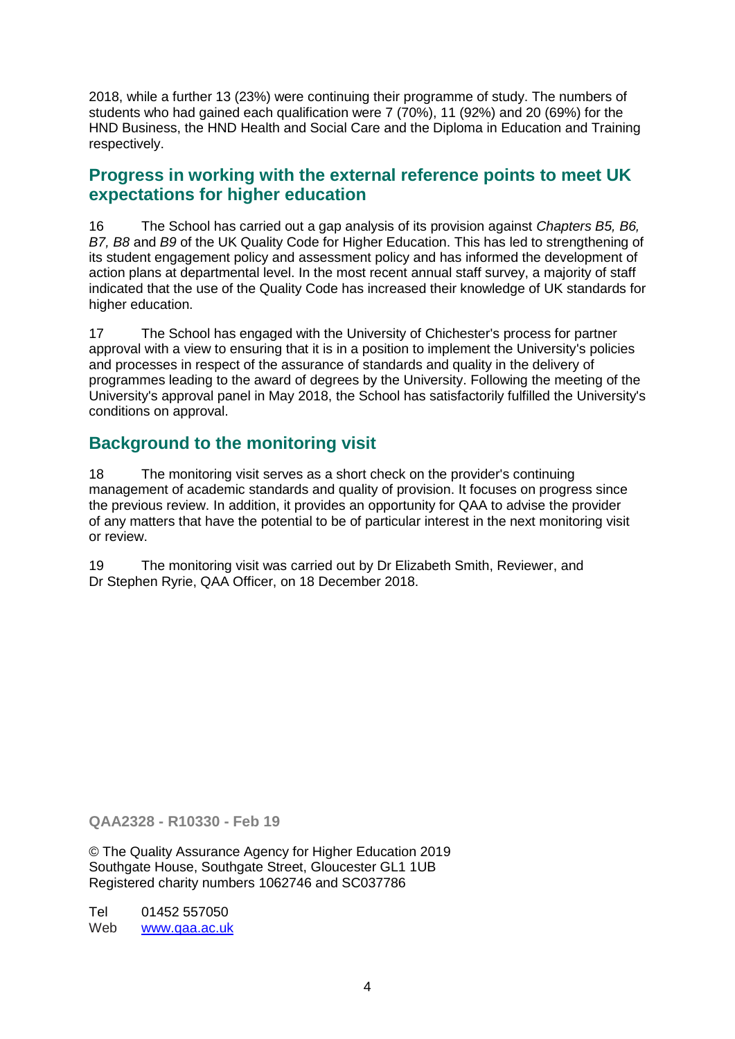2018, while a further 13 (23%) were continuing their programme of study. The numbers of students who had gained each qualification were 7 (70%), 11 (92%) and 20 (69%) for the HND Business, the HND Health and Social Care and the Diploma in Education and Training respectively.

## Progress in working with the external reference points to meet UK expectations for higher education

16 The School has carried out a gap analysis of its provision against *Chapters B5, B6, B7, B8* and *B9* of the UK Quality Code for Higher Education. This has led to strengthening of its student engagement policy and assessment policy and has informed the development of action plans at departmental level. In the most recent annual staff survey, a majority of staff indicated that the use of the Quality Code has increased their knowledge of UK standards for higher education.

17 The School has engaged with the University of Chichester's process for partner approval with a view to ensuring that it is in a position to implement the University's policies and processes in respect of the assurance of standards and quality in the delivery of programmes leading to the award of degrees by the University. Following the meeting of the University's approval panel in May 2018, the School has satisfactorily fulfilled the University's conditions on approval.

## Background to the monitoring visit

18 The monitoring visit serves as a short check on the provider's continuing management of academic standards and quality of provision. It focuses on progress since the previous review. In addition, it provides an opportunity for QAA to advise the provider of any matters that have the potential to be of particular interest in the next monitoring visit or review.

19 The monitoring visit was carried out by Dr Elizabeth Smith, Reviewer, and Dr Stephen Ryrie, QAA Officer, on 18 December 2018.

**QAA2328 - R10330 - Feb 19**

© The Quality Assurance Agency for Higher Education 2019
Southgate House, Southgate Street, Gloucester GL1 1UB
Registered charity numbers 1062746 and SC037786

Tel 01452 557050
Web [www.qaa.ac.uk](http://www.qaa.ac.uk)